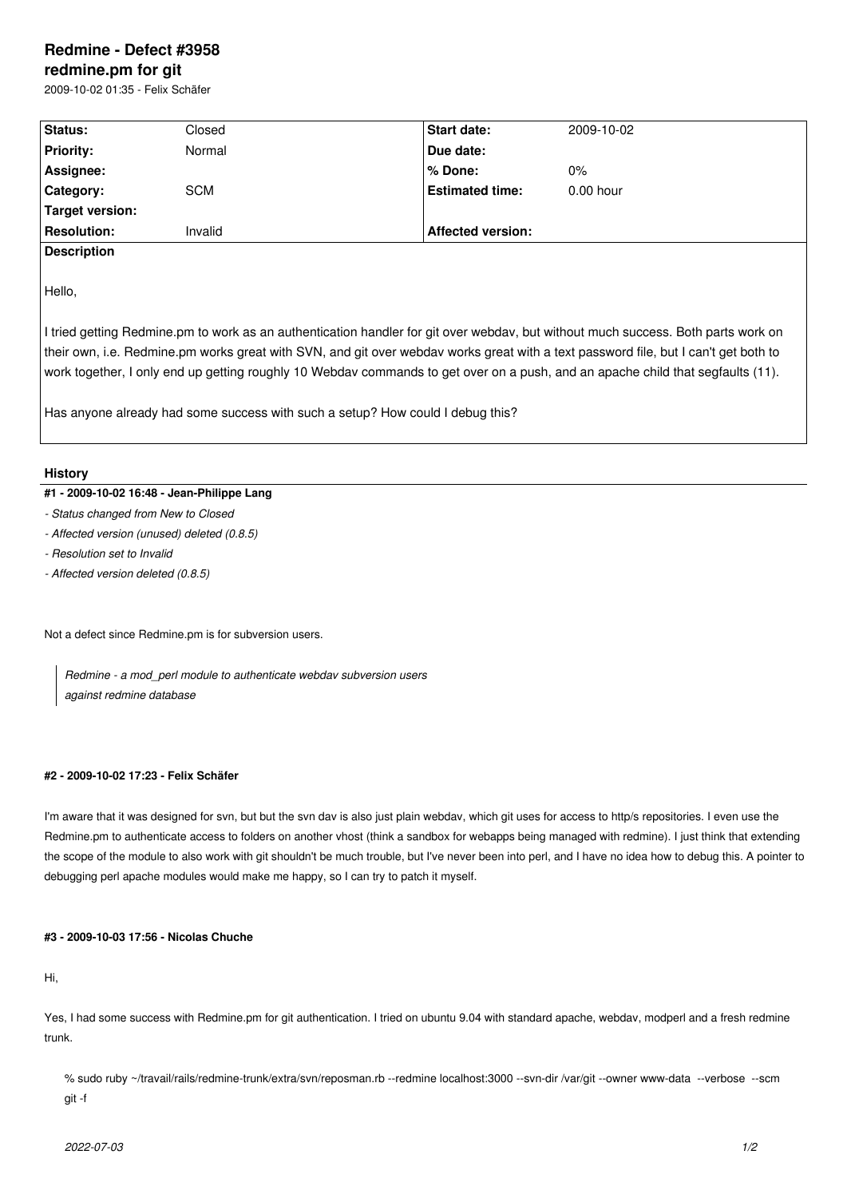# Redmine - Defect #3958

## redmine.pm for git

2009-10-02 01:35 - Felix Schäfer

| Status: | Closed | Start date: | 2009-10-02 |
|---|---|---|---|
| Priority: | Normal | Due date: | |
| Assignee: | | % Done: | 0% |
| Category: | SCM | Estimated time: | 0.00 hour |
| Target version: | | | |
| Resolution: | Invalid | Affected version: | |

**Description**

Hello,

I tried getting Redmine.pm to work as an authentication handler for git over webdav, but without much success. Both parts work on their own, i.e. Redmine.pm works great with SVN, and git over webdav works great with a text password file, but I can't get both to work together, I only end up getting roughly 10 Webdav commands to get over on a push, and an apache child that segfaults (11).

Has anyone already had some success with such a setup? How could I debug this?

## History

#### #1 - 2009-10-02 16:48 - Jean-Philippe Lang

- *Status changed from New to Closed*
- *Affected version (unused) deleted (0.8.5)*
- *Resolution set to Invalid*
- *Affected version deleted (0.8.5)*

Not a defect since Redmine.pm is for subversion users.

> *Redmine - a mod_perl module to authenticate webdav subversion users against redmine database*

#### #2 - 2009-10-02 17:23 - Felix Schäfer

I'm aware that it was designed for svn, but but the svn dav is also just plain webdav, which git uses for access to http/s repositories. I even use the Redmine.pm to authenticate access to folders on another vhost (think a sandbox for webapps being managed with redmine). I just think that extending the scope of the module to also work with git shouldn't be much trouble, but I've never been into perl, and I have no idea how to debug this. A pointer to debugging perl apache modules would make me happy, so I can try to patch it myself.

#### #3 - 2009-10-03 17:56 - Nicolas Chuche

Hi,

Yes, I had some success with Redmine.pm for git authentication. I tried on ubuntu 9.04 with standard apache, webdav, modperl and a fresh redmine trunk.

```
% sudo ruby ~/travail/rails/redmine-trunk/extra/svn/reposman.rb --redmine localhost:3000 --svn-dir /var/git --owner www-data  --verbose  --scm git -f
```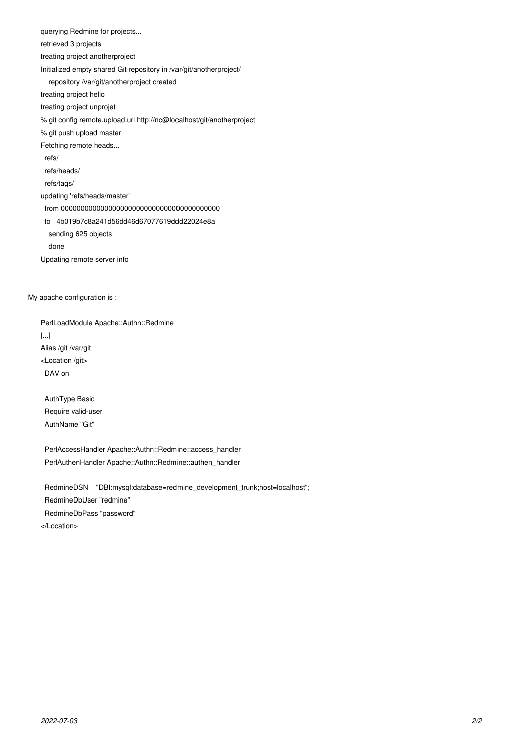```
querying Redmine for projects...
retrieved 3 projects
treating project anotherproject
Initialized empty shared Git repository in /var/git/anotherproject/
  repository /var/git/anotherproject created
treating project hello
treating project unprojet
% git config remote.upload.url http://nc@localhost/git/anotherproject
% git push upload master
Fetching remote heads...
 refs/
 refs/heads/
 refs/tags/
updating 'refs/heads/master'
 from 0000000000000000000000000000000000000000
 to   4b019b7c8a241d56dd46d67077619ddd22024e8a
  sending 625 objects
  done
Updating remote server info
```

My apache configuration is :

```
PerlLoadModule Apache::Authn::Redmine
[...]
Alias /git /var/git
<Location /git>
 DAV on

 AuthType Basic
 Require valid-user
 AuthName "Git"

 PerlAccessHandler Apache::Authn::Redmine::access_handler
 PerlAuthenHandler Apache::Authn::Redmine::authen_handler

 RedmineDSN    "DBI:mysql:database=redmine_development_trunk;host=localhost";
 RedmineDbUser "redmine"
 RedmineDbPass "password"
</Location>
```